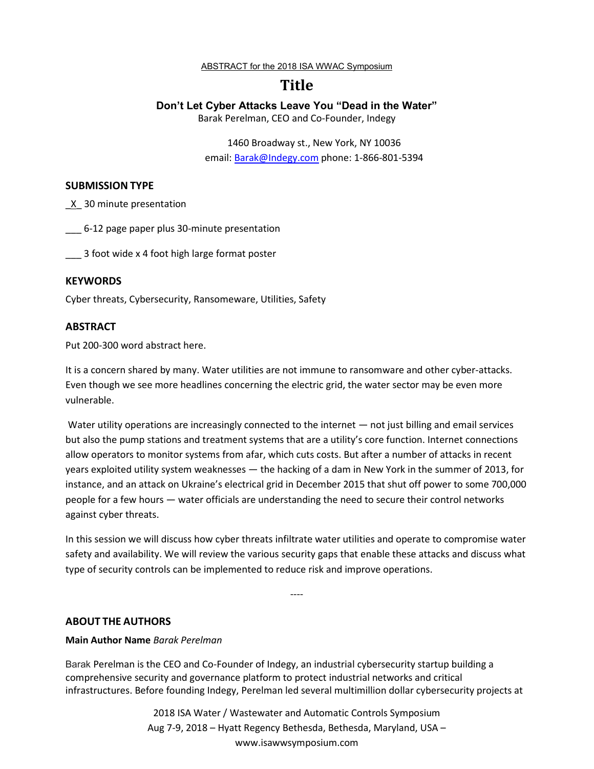ABSTRACT for the 2018 ISA WWAC Symposium

# Title

## Don't Let Cyber Attacks Leave You "Dead in the Water"

Barak Perelman, CEO and Co-Founder, Indegy

1460 Broadway st., New York, NY 10036
email: Barak@Indegy.com phone: 1-866-801-5394

### SUBMISSION TYPE

_X_ 30 minute presentation

___ 6-12 page paper plus 30-minute presentation

___ 3 foot wide x 4 foot high large format poster

### KEYWORDS

Cyber threats, Cybersecurity, Ransomeware, Utilities, Safety

### ABSTRACT

Put 200-300 word abstract here.

It is a concern shared by many. Water utilities are not immune to ransomware and other cyber-attacks. Even though we see more headlines concerning the electric grid, the water sector may be even more vulnerable.

Water utility operations are increasingly connected to the internet — not just billing and email services but also the pump stations and treatment systems that are a utility's core function. Internet connections allow operators to monitor systems from afar, which cuts costs. But after a number of attacks in recent years exploited utility system weaknesses — the hacking of a dam in New York in the summer of 2013, for instance, and an attack on Ukraine's electrical grid in December 2015 that shut off power to some 700,000 people for a few hours — water officials are understanding the need to secure their control networks against cyber threats.

In this session we will discuss how cyber threats infiltrate water utilities and operate to compromise water safety and availability. We will review the various security gaps that enable these attacks and discuss what type of security controls can be implemented to reduce risk and improve operations.

----

### ABOUT THE AUTHORS

**Main Author Name** *Barak Perelman*

Barak Perelman is the CEO and Co-Founder of Indegy, an industrial cybersecurity startup building a comprehensive security and governance platform to protect industrial networks and critical infrastructures. Before founding Indegy, Perelman led several multimillion dollar cybersecurity projects at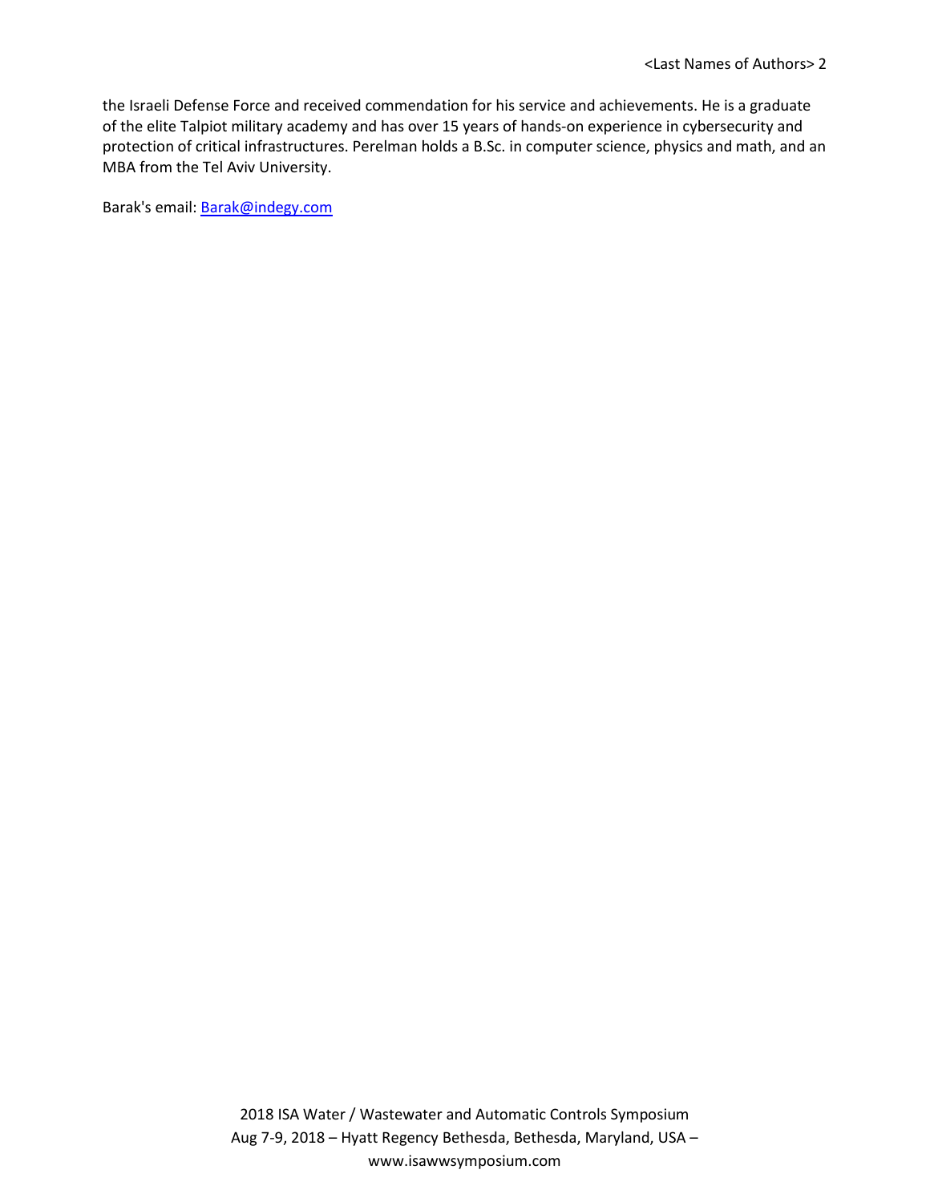the Israeli Defense Force and received commendation for his service and achievements. He is a graduate of the elite Talpiot military academy and has over 15 years of hands-on experience in cybersecurity and protection of critical infrastructures. Perelman holds a B.Sc. in computer science, physics and math, and an MBA from the Tel Aviv University.

Barak's email: Barak@indegy.com